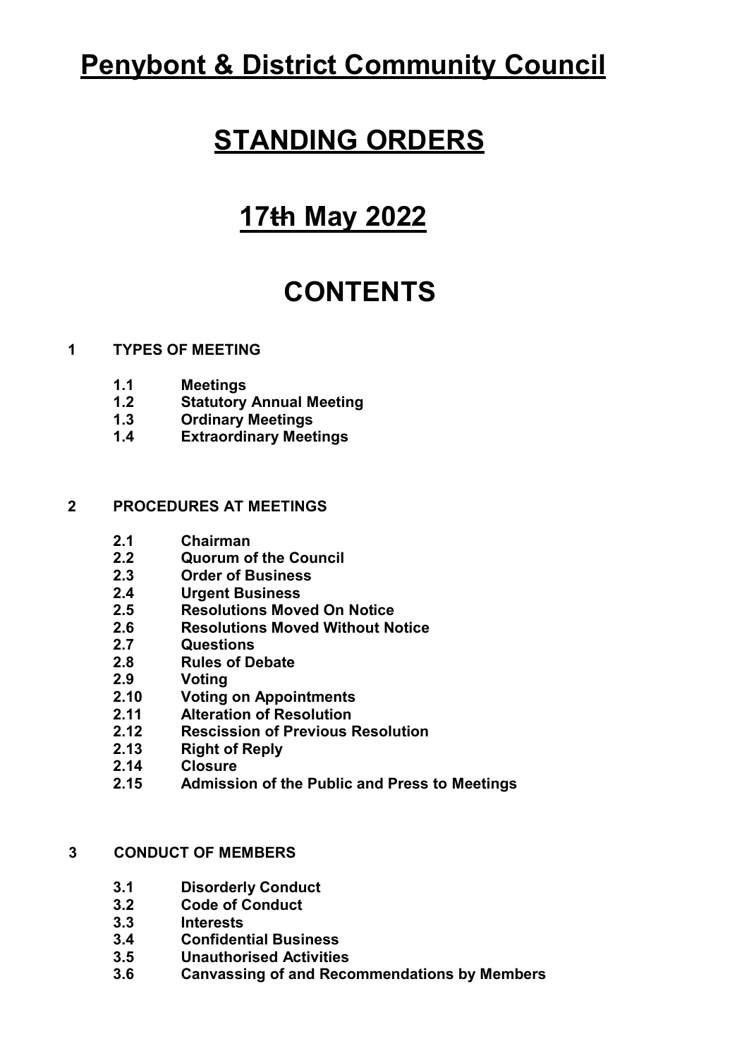# Penybont & District Community Council

# STANDING ORDERS

# 17th May 2022

# CONTENTS

**1 TYPES OF MEETING**

- **1.1 Meetings**
- **1.2 Statutory Annual Meeting**
- **1.3 Ordinary Meetings**
- **1.4 Extraordinary Meetings**

**2 PROCEDURES AT MEETINGS**

- **2.1 Chairman**
- **2.2 Quorum of the Council**
- **2.3 Order of Business**
- **2.4 Urgent Business**
- **2.5 Resolutions Moved On Notice**
- **2.6 Resolutions Moved Without Notice**
- **2.7 Questions**
- **2.8 Rules of Debate**
- **2.9 Voting**
- **2.10 Voting on Appointments**
- **2.11 Alteration of Resolution**
- **2.12 Rescission of Previous Resolution**
- **2.13 Right of Reply**
- **2.14 Closure**
- **2.15 Admission of the Public and Press to Meetings**

**3 CONDUCT OF MEMBERS**

- **3.1 Disorderly Conduct**
- **3.2 Code of Conduct**
- **3.3 Interests**
- **3.4 Confidential Business**
- **3.5 Unauthorised Activities**
- **3.6 Canvassing of and Recommendations by Members**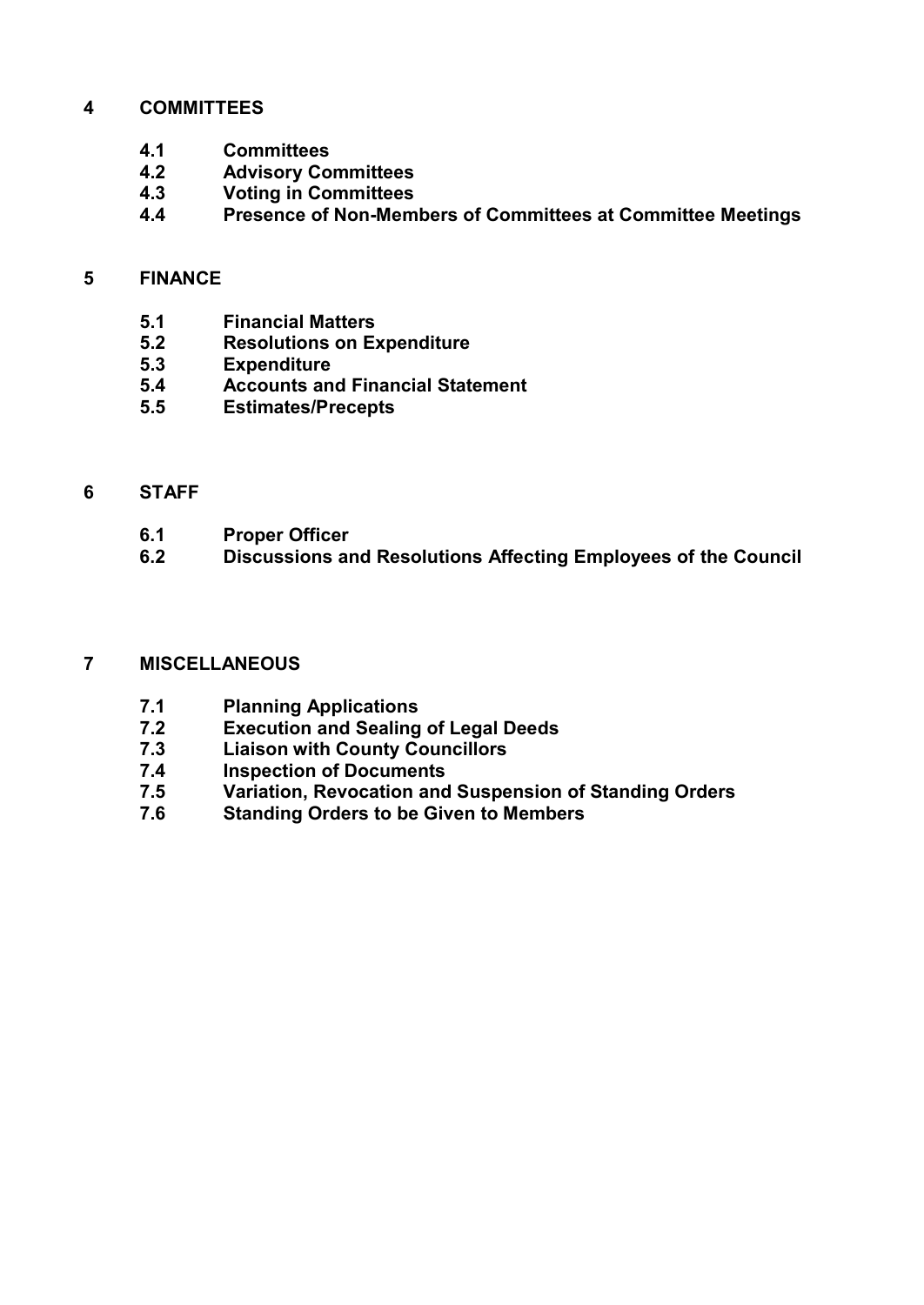**4 COMMITTEES**

- **4.1 Committees**
- **4.2 Advisory Committees**
- **4.3 Voting in Committees**
- **4.4 Presence of Non-Members of Committees at Committee Meetings**

**5 FINANCE**

- **5.1 Financial Matters**
- **5.2 Resolutions on Expenditure**
- **5.3 Expenditure**
- **5.4 Accounts and Financial Statement**
- **5.5 Estimates/Precepts**

**6 STAFF**

- **6.1 Proper Officer**
- **6.2 Discussions and Resolutions Affecting Employees of the Council**

**7 MISCELLANEOUS**

- **7.1 Planning Applications**
- **7.2 Execution and Sealing of Legal Deeds**
- **7.3 Liaison with County Councillors**
- **7.4 Inspection of Documents**
- **7.5 Variation, Revocation and Suspension of Standing Orders**
- **7.6 Standing Orders to be Given to Members**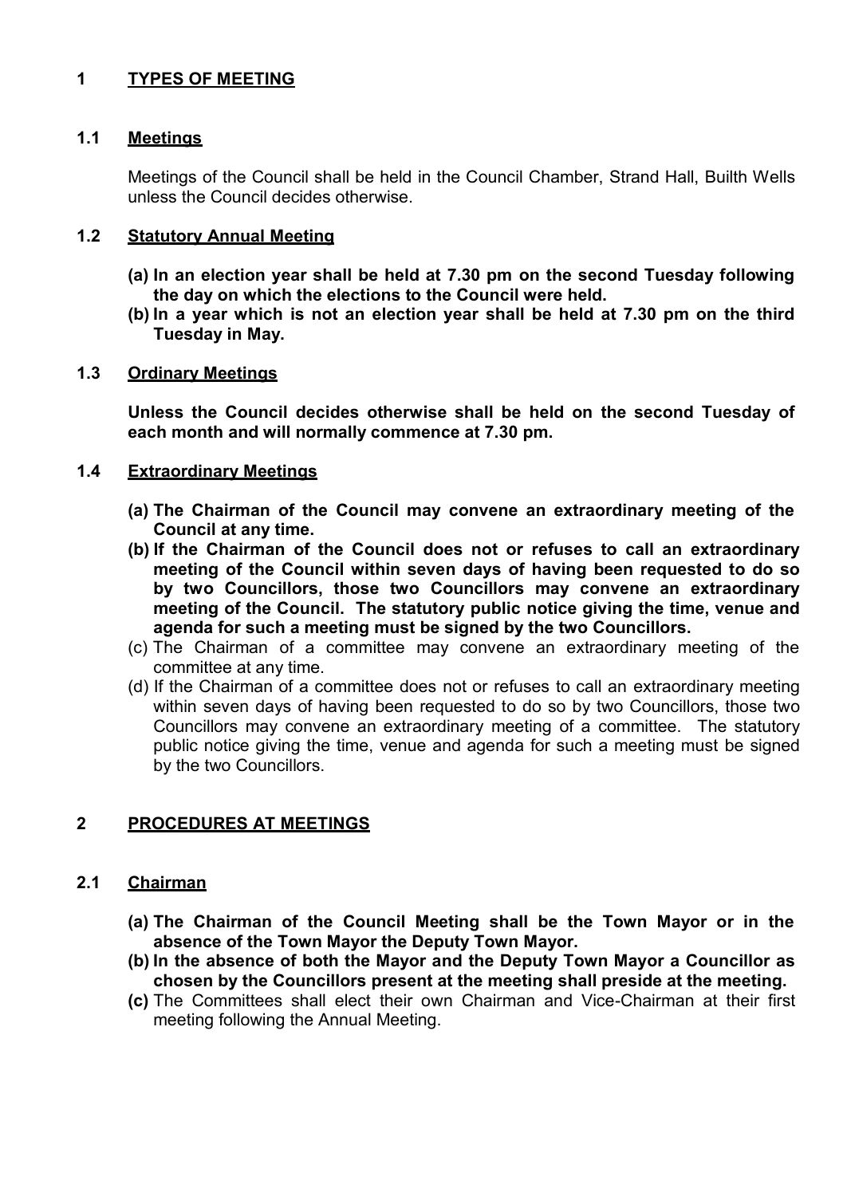## 1 TYPES OF MEETING

### 1.1 Meetings

Meetings of the Council shall be held in the Council Chamber, Strand Hall, Builth Wells unless the Council decides otherwise.

### 1.2 Statutory Annual Meeting

**(a) In an election year shall be held at 7.30 pm on the second Tuesday following the day on which the elections to the Council were held.**
**(b) In a year which is not an election year shall be held at 7.30 pm on the third Tuesday in May.**

### 1.3 Ordinary Meetings

**Unless the Council decides otherwise shall be held on the second Tuesday of each month and will normally commence at 7.30 pm.**

### 1.4 Extraordinary Meetings

**(a) The Chairman of the Council may convene an extraordinary meeting of the Council at any time.**
**(b) If the Chairman of the Council does not or refuses to call an extraordinary meeting of the Council within seven days of having been requested to do so by two Councillors, those two Councillors may convene an extraordinary meeting of the Council. The statutory public notice giving the time, venue and agenda for such a meeting must be signed by the two Councillors.**
(c) The Chairman of a committee may convene an extraordinary meeting of the committee at any time.
(d) If the Chairman of a committee does not or refuses to call an extraordinary meeting within seven days of having been requested to do so by two Councillors, those two Councillors may convene an extraordinary meeting of a committee. The statutory public notice giving the time, venue and agenda for such a meeting must be signed by the two Councillors.

## 2 PROCEDURES AT MEETINGS

### 2.1 Chairman

**(a) The Chairman of the Council Meeting shall be the Town Mayor or in the absence of the Town Mayor the Deputy Town Mayor.**
**(b) In the absence of both the Mayor and the Deputy Town Mayor a Councillor as chosen by the Councillors present at the meeting shall preside at the meeting.**
**(c)** The Committees shall elect their own Chairman and Vice-Chairman at their first meeting following the Annual Meeting.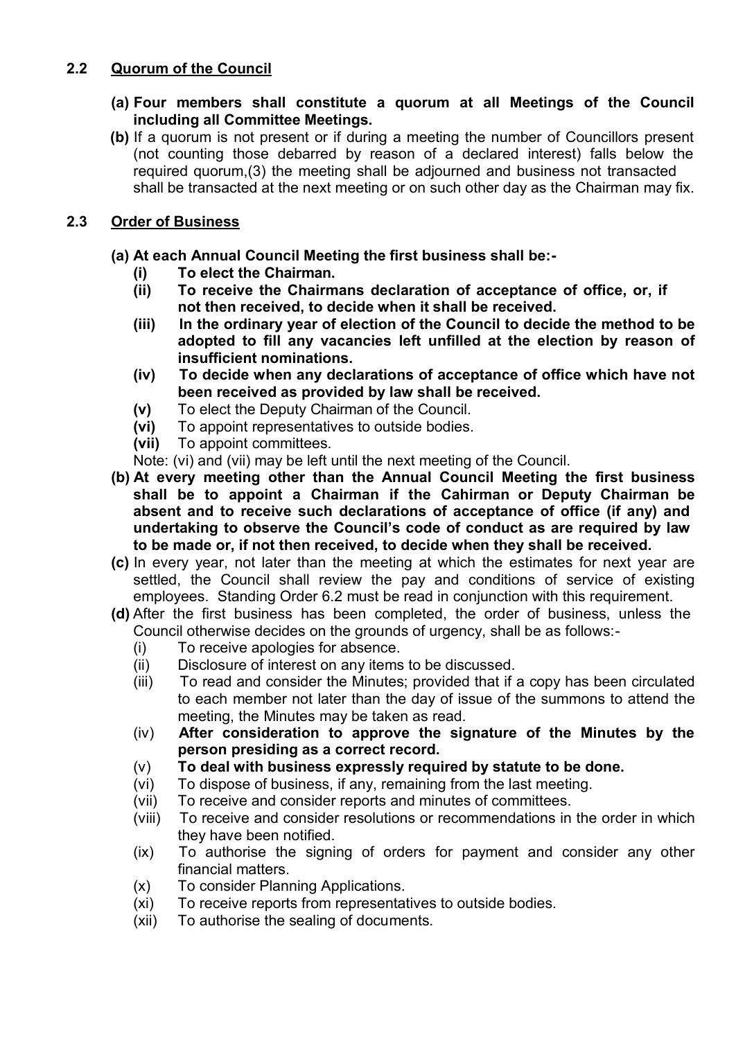## 2.2 Quorum of the Council

**(a) Four members shall constitute a quorum at all Meetings of the Council including all Committee Meetings.**

**(b)** If a quorum is not present or if during a meeting the number of Councillors present (not counting those debarred by reason of a declared interest) falls below the required quorum,(3) the meeting shall be adjourned and business not transacted shall be transacted at the next meeting or on such other day as the Chairman may fix.

## 2.3 Order of Business

**(a) At each Annual Council Meeting the first business shall be:-**

- **(i) To elect the Chairman.**
- **(ii) To receive the Chairmans declaration of acceptance of office, or, if not then received, to decide when it shall be received.**
- **(iii) In the ordinary year of election of the Council to decide the method to be adopted to fill any vacancies left unfilled at the election by reason of insufficient nominations.**
- **(iv) To decide when any declarations of acceptance of office which have not been received as provided by law shall be received.**
- **(v)** To elect the Deputy Chairman of the Council.
- **(vi)** To appoint representatives to outside bodies.
- **(vii)** To appoint committees.

Note: (vi) and (vii) may be left until the next meeting of the Council.

**(b) At every meeting other than the Annual Council Meeting the first business shall be to appoint a Chairman if the Cahirman or Deputy Chairman be absent and to receive such declarations of acceptance of office (if any) and undertaking to observe the Council's code of conduct as are required by law to be made or, if not then received, to decide when they shall be received.**

**(c)** In every year, not later than the meeting at which the estimates for next year are settled, the Council shall review the pay and conditions of service of existing employees. Standing Order 6.2 must be read in conjunction with this requirement.

**(d)** After the first business has been completed, the order of business, unless the Council otherwise decides on the grounds of urgency, shall be as follows:-

- (i) To receive apologies for absence.
- (ii) Disclosure of interest on any items to be discussed.
- (iii) To read and consider the Minutes; provided that if a copy has been circulated to each member not later than the day of issue of the summons to attend the meeting, the Minutes may be taken as read.
- (iv) **After consideration to approve the signature of the Minutes by the person presiding as a correct record.**
- (v) **To deal with business expressly required by statute to be done.**
- (vi) To dispose of business, if any, remaining from the last meeting.
- (vii) To receive and consider reports and minutes of committees.
- (viii) To receive and consider resolutions or recommendations in the order in which they have been notified.
- (ix) To authorise the signing of orders for payment and consider any other financial matters.
- (x) To consider Planning Applications.
- (xi) To receive reports from representatives to outside bodies.
- (xii) To authorise the sealing of documents.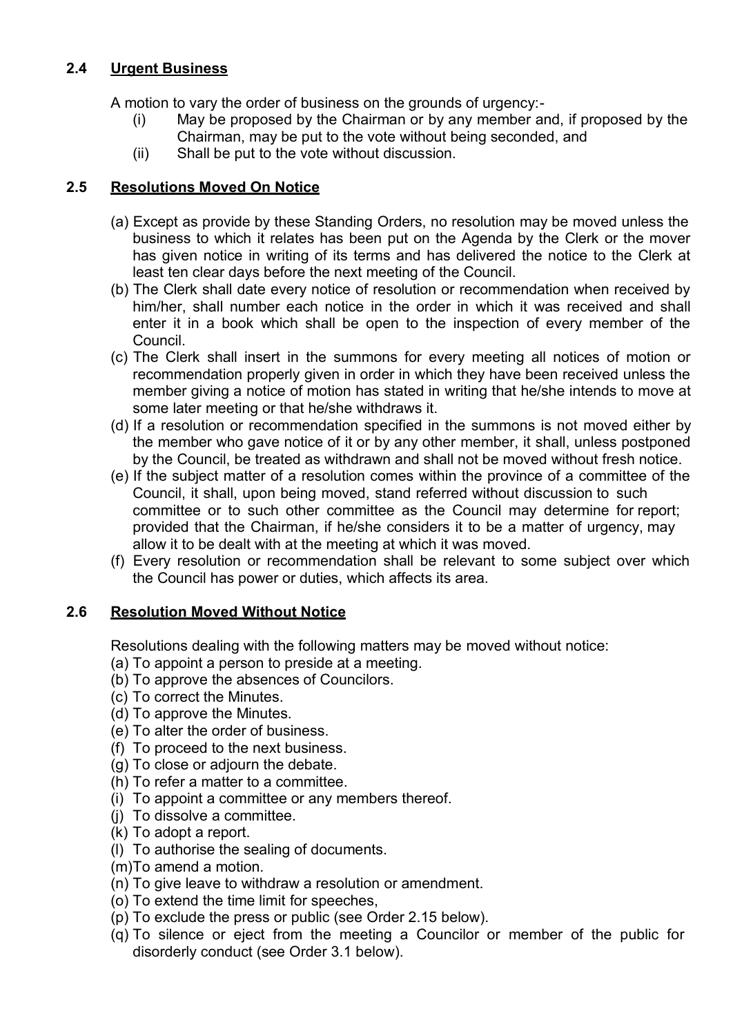### 2.4 Urgent Business

A motion to vary the order of business on the grounds of urgency:-

- (i) May be proposed by the Chairman or by any member and, if proposed by the Chairman, may be put to the vote without being seconded, and
- (ii) Shall be put to the vote without discussion.

### 2.5 Resolutions Moved On Notice

- (a) Except as provide by these Standing Orders, no resolution may be moved unless the business to which it relates has been put on the Agenda by the Clerk or the mover has given notice in writing of its terms and has delivered the notice to the Clerk at least ten clear days before the next meeting of the Council.
- (b) The Clerk shall date every notice of resolution or recommendation when received by him/her, shall number each notice in the order in which it was received and shall enter it in a book which shall be open to the inspection of every member of the Council.
- (c) The Clerk shall insert in the summons for every meeting all notices of motion or recommendation properly given in order in which they have been received unless the member giving a notice of motion has stated in writing that he/she intends to move at some later meeting or that he/she withdraws it.
- (d) If a resolution or recommendation specified in the summons is not moved either by the member who gave notice of it or by any other member, it shall, unless postponed by the Council, be treated as withdrawn and shall not be moved without fresh notice.
- (e) If the subject matter of a resolution comes within the province of a committee of the Council, it shall, upon being moved, stand referred without discussion to such committee or to such other committee as the Council may determine for report; provided that the Chairman, if he/she considers it to be a matter of urgency, may allow it to be dealt with at the meeting at which it was moved.
- (f) Every resolution or recommendation shall be relevant to some subject over which the Council has power or duties, which affects its area.

### 2.6 Resolution Moved Without Notice

Resolutions dealing with the following matters may be moved without notice:

- (a) To appoint a person to preside at a meeting.
- (b) To approve the absences of Councilors.
- (c) To correct the Minutes.
- (d) To approve the Minutes.
- (e) To alter the order of business.
- (f) To proceed to the next business.
- (g) To close or adjourn the debate.
- (h) To refer a matter to a committee.
- (i) To appoint a committee or any members thereof.
- (j) To dissolve a committee.
- (k) To adopt a report.
- (l) To authorise the sealing of documents.
- (m) To amend a motion.
- (n) To give leave to withdraw a resolution or amendment.
- (o) To extend the time limit for speeches,
- (p) To exclude the press or public (see Order 2.15 below).
- (q) To silence or eject from the meeting a Councilor or member of the public for disorderly conduct (see Order 3.1 below).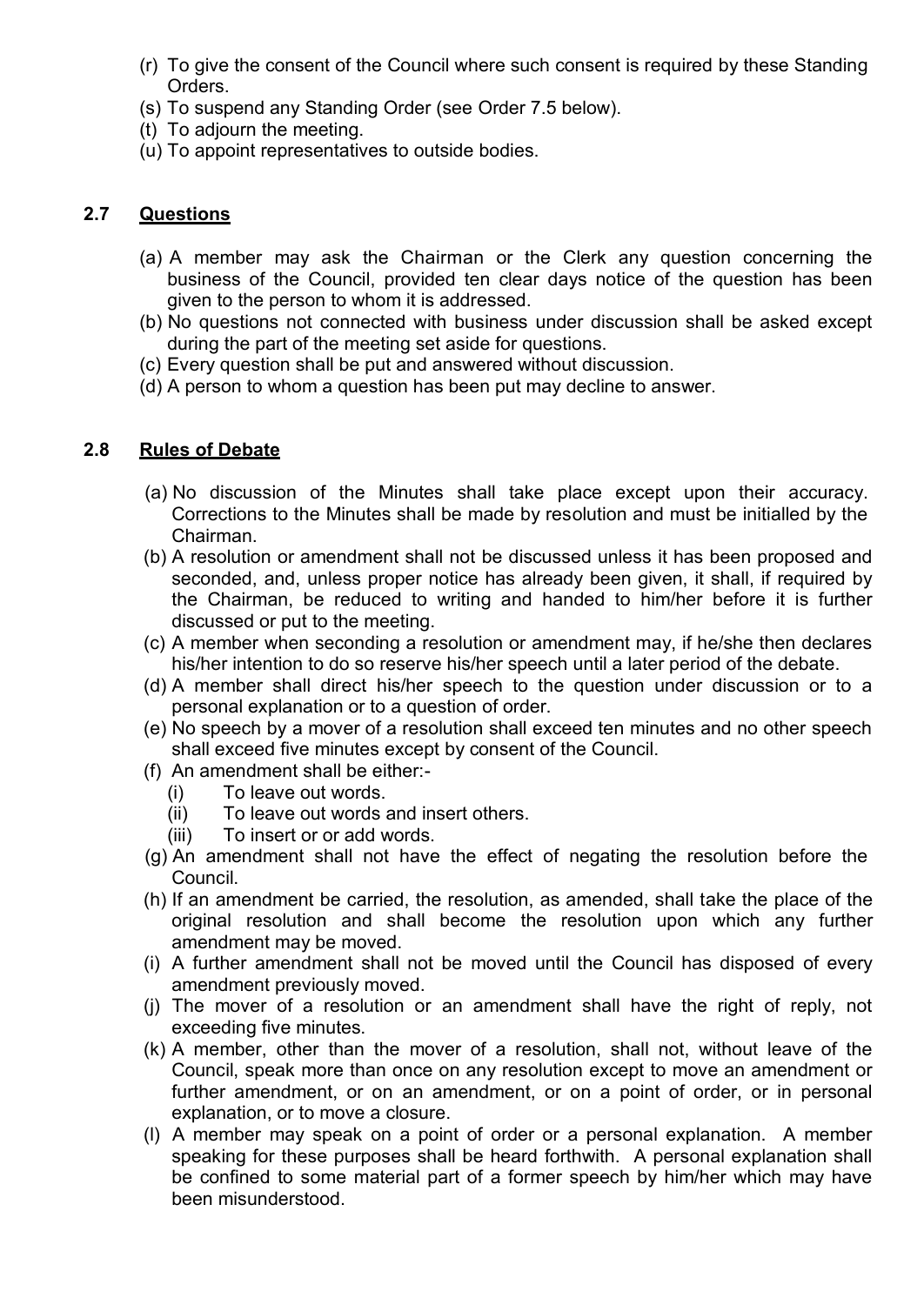(r) To give the consent of the Council where such consent is required by these Standing Orders.
(s) To suspend any Standing Order (see Order 7.5 below).
(t) To adjourn the meeting.
(u) To appoint representatives to outside bodies.

## 2.7 Questions

(a) A member may ask the Chairman or the Clerk any question concerning the business of the Council, provided ten clear days notice of the question has been given to the person to whom it is addressed.
(b) No questions not connected with business under discussion shall be asked except during the part of the meeting set aside for questions.
(c) Every question shall be put and answered without discussion.
(d) A person to whom a question has been put may decline to answer.

## 2.8 Rules of Debate

(a) No discussion of the Minutes shall take place except upon their accuracy. Corrections to the Minutes shall be made by resolution and must be initialled by the Chairman.
(b) A resolution or amendment shall not be discussed unless it has been proposed and seconded, and, unless proper notice has already been given, it shall, if required by the Chairman, be reduced to writing and handed to him/her before it is further discussed or put to the meeting.
(c) A member when seconding a resolution or amendment may, if he/she then declares his/her intention to do so reserve his/her speech until a later period of the debate.
(d) A member shall direct his/her speech to the question under discussion or to a personal explanation or to a question of order.
(e) No speech by a mover of a resolution shall exceed ten minutes and no other speech shall exceed five minutes except by consent of the Council.
(f) An amendment shall be either:-
   (i) To leave out words.
   (ii) To leave out words and insert others.
   (iii) To insert or or add words.
(g) An amendment shall not have the effect of negating the resolution before the Council.
(h) If an amendment be carried, the resolution, as amended, shall take the place of the original resolution and shall become the resolution upon which any further amendment may be moved.
(i) A further amendment shall not be moved until the Council has disposed of every amendment previously moved.
(j) The mover of a resolution or an amendment shall have the right of reply, not exceeding five minutes.
(k) A member, other than the mover of a resolution, shall not, without leave of the Council, speak more than once on any resolution except to move an amendment or further amendment, or on an amendment, or on a point of order, or in personal explanation, or to move a closure.
(l) A member may speak on a point of order or a personal explanation. A member speaking for these purposes shall be heard forthwith. A personal explanation shall be confined to some material part of a former speech by him/her which may have been misunderstood.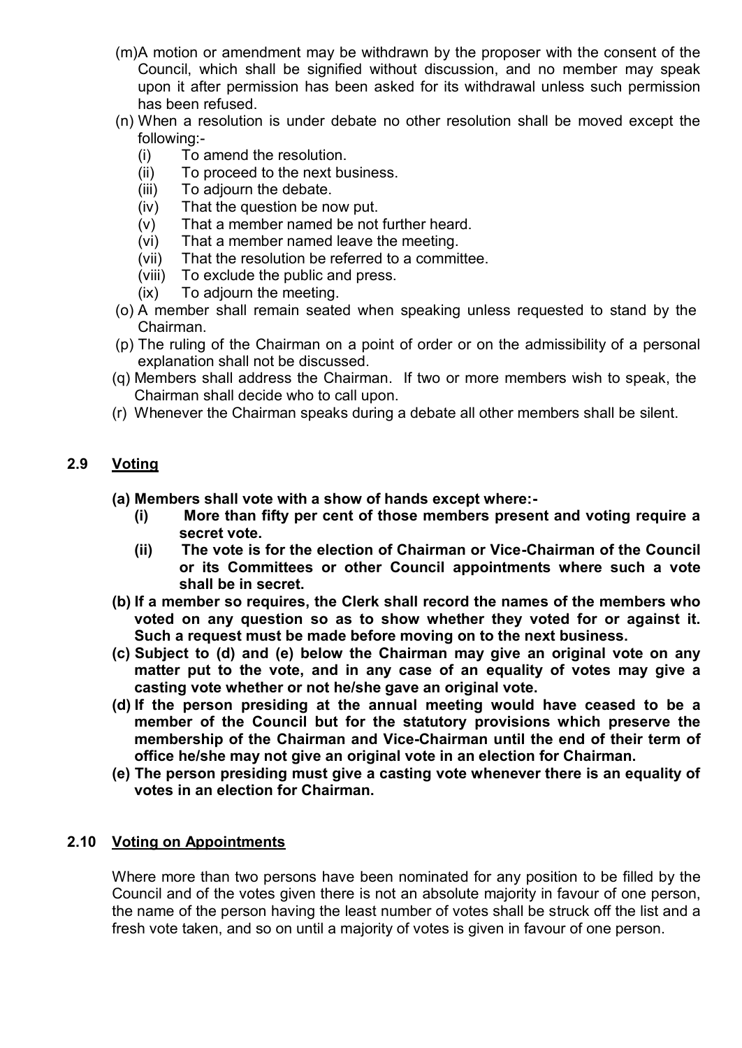(m) A motion or amendment may be withdrawn by the proposer with the consent of the Council, which shall be signified without discussion, and no member may speak upon it after permission has been asked for its withdrawal unless such permission has been refused.

(n) When a resolution is under debate no other resolution shall be moved except the following:-
   - (i) To amend the resolution.
   - (ii) To proceed to the next business.
   - (iii) To adjourn the debate.
   - (iv) That the question be now put.
   - (v) That a member named be not further heard.
   - (vi) That a member named leave the meeting.
   - (vii) That the resolution be referred to a committee.
   - (viii) To exclude the public and press.
   - (ix) To adjourn the meeting.

(o) A member shall remain seated when speaking unless requested to stand by the Chairman.

(p) The ruling of the Chairman on a point of order or on the admissibility of a personal explanation shall not be discussed.

(q) Members shall address the Chairman. If two or more members wish to speak, the Chairman shall decide who to call upon.

(r) Whenever the Chairman speaks during a debate all other members shall be silent.

## 2.9 Voting

**(a) Members shall vote with a show of hands except where:-**
   - **(i) More than fifty per cent of those members present and voting require a secret vote.**
   - **(ii) The vote is for the election of Chairman or Vice-Chairman of the Council or its Committees or other Council appointments where such a vote shall be in secret.**

**(b) If a member so requires, the Clerk shall record the names of the members who voted on any question so as to show whether they voted for or against it. Such a request must be made before moving on to the next business.**

**(c) Subject to (d) and (e) below the Chairman may give an original vote on any matter put to the vote, and in any case of an equality of votes may give a casting vote whether or not he/she gave an original vote.**

**(d) If the person presiding at the annual meeting would have ceased to be a member of the Council but for the statutory provisions which preserve the membership of the Chairman and Vice-Chairman until the end of their term of office he/she may not give an original vote in an election for Chairman.**

**(e) The person presiding must give a casting vote whenever there is an equality of votes in an election for Chairman.**

## 2.10 Voting on Appointments

Where more than two persons have been nominated for any position to be filled by the Council and of the votes given there is not an absolute majority in favour of one person, the name of the person having the least number of votes shall be struck off the list and a fresh vote taken, and so on until a majority of votes is given in favour of one person.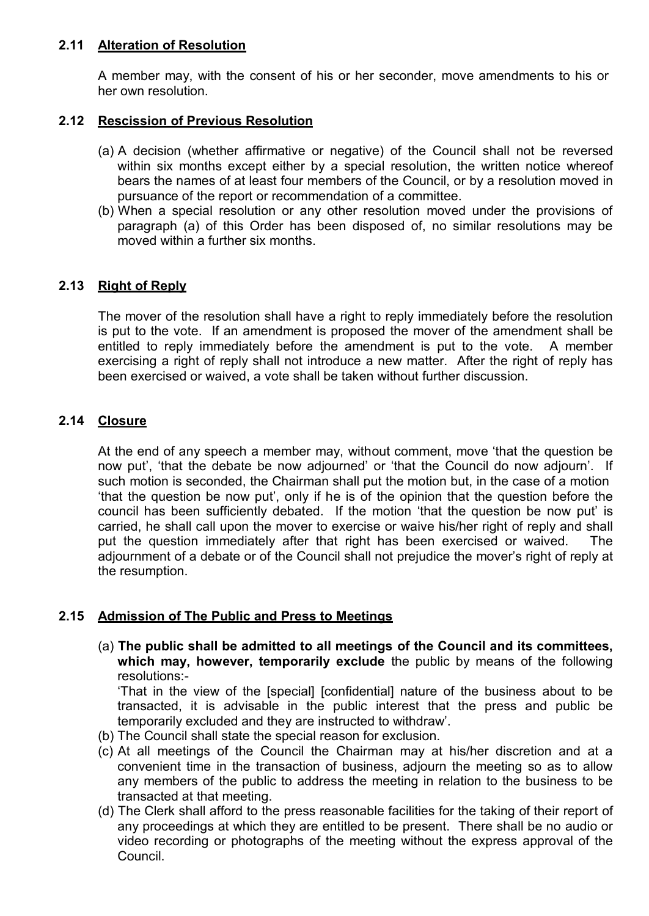### 2.11 Alteration of Resolution

A member may, with the consent of his or her seconder, move amendments to his or her own resolution.

### 2.12 Rescission of Previous Resolution

(a) A decision (whether affirmative or negative) of the Council shall not be reversed within six months except either by a special resolution, the written notice whereof bears the names of at least four members of the Council, or by a resolution moved in pursuance of the report or recommendation of a committee.

(b) When a special resolution or any other resolution moved under the provisions of paragraph (a) of this Order has been disposed of, no similar resolutions may be moved within a further six months.

### 2.13 Right of Reply

The mover of the resolution shall have a right to reply immediately before the resolution is put to the vote. If an amendment is proposed the mover of the amendment shall be entitled to reply immediately before the amendment is put to the vote. A member exercising a right of reply shall not introduce a new matter. After the right of reply has been exercised or waived, a vote shall be taken without further discussion.

### 2.14 Closure

At the end of any speech a member may, without comment, move 'that the question be now put', 'that the debate be now adjourned' or 'that the Council do now adjourn'. If such motion is seconded, the Chairman shall put the motion but, in the case of a motion 'that the question be now put', only if he is of the opinion that the question before the council has been sufficiently debated. If the motion 'that the question be now put' is carried, he shall call upon the mover to exercise or waive his/her right of reply and shall put the question immediately after that right has been exercised or waived. The adjournment of a debate or of the Council shall not prejudice the mover's right of reply at the resumption.

### 2.15 Admission of The Public and Press to Meetings

(a) **The public shall be admitted to all meetings of the Council and its committees, which may, however, temporarily exclude** the public by means of the following resolutions:-
'That in the view of the [special] [confidential] nature of the business about to be transacted, it is advisable in the public interest that the press and public be temporarily excluded and they are instructed to withdraw'.

(b) The Council shall state the special reason for exclusion.

(c) At all meetings of the Council the Chairman may at his/her discretion and at a convenient time in the transaction of business, adjourn the meeting so as to allow any members of the public to address the meeting in relation to the business to be transacted at that meeting.

(d) The Clerk shall afford to the press reasonable facilities for the taking of their report of any proceedings at which they are entitled to be present. There shall be no audio or video recording or photographs of the meeting without the express approval of the Council.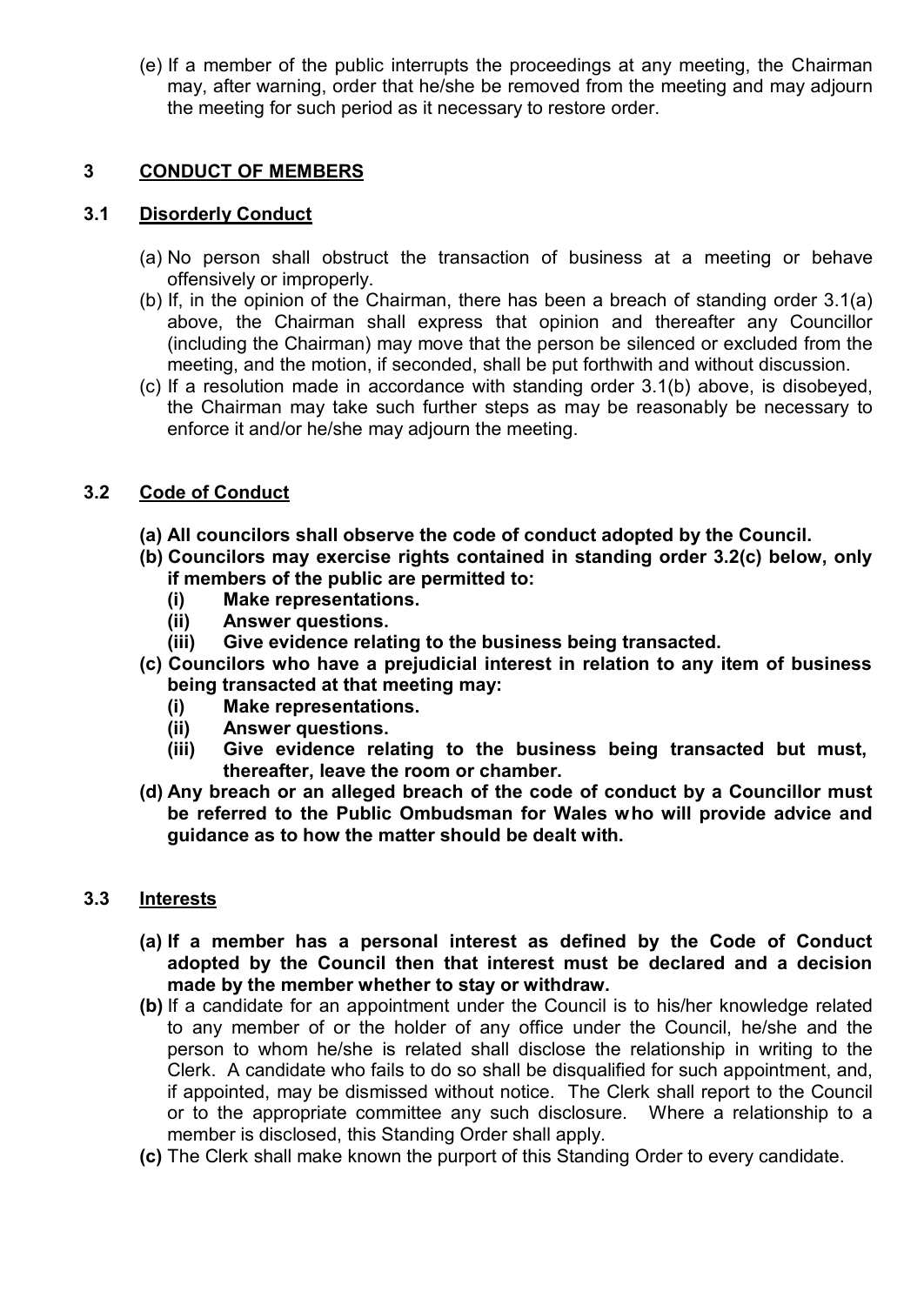(e) If a member of the public interrupts the proceedings at any meeting, the Chairman may, after warning, order that he/she be removed from the meeting and may adjourn the meeting for such period as it necessary to restore order.

## 3 CONDUCT OF MEMBERS

### 3.1 Disorderly Conduct

(a) No person shall obstruct the transaction of business at a meeting or behave offensively or improperly.

(b) If, in the opinion of the Chairman, there has been a breach of standing order 3.1(a) above, the Chairman shall express that opinion and thereafter any Councillor (including the Chairman) may move that the person be silenced or excluded from the meeting, and the motion, if seconded, shall be put forthwith and without discussion.

(c) If a resolution made in accordance with standing order 3.1(b) above, is disobeyed, the Chairman may take such further steps as may be reasonably be necessary to enforce it and/or he/she may adjourn the meeting.

### 3.2 Code of Conduct

**(a) All councilors shall observe the code of conduct adopted by the Council.**

**(b) Councilors may exercise rights contained in standing order 3.2(c) below, only if members of the public are permitted to:**

- **(i) Make representations.**
- **(ii) Answer questions.**
- **(iii) Give evidence relating to the business being transacted.**

**(c) Councilors who have a prejudicial interest in relation to any item of business being transacted at that meeting may:**

- **(i) Make representations.**
- **(ii) Answer questions.**
- **(iii) Give evidence relating to the business being transacted but must, thereafter, leave the room or chamber.**

**(d) Any breach or an alleged breach of the code of conduct by a Councillor must be referred to the Public Ombudsman for Wales who will provide advice and guidance as to how the matter should be dealt with.**

### 3.3 Interests

**(a) If a member has a personal interest as defined by the Code of Conduct adopted by the Council then that interest must be declared and a decision made by the member whether to stay or withdraw.**

**(b)** If a candidate for an appointment under the Council is to his/her knowledge related to any member of or the holder of any office under the Council, he/she and the person to whom he/she is related shall disclose the relationship in writing to the Clerk. A candidate who fails to do so shall be disqualified for such appointment, and, if appointed, may be dismissed without notice. The Clerk shall report to the Council or to the appropriate committee any such disclosure. Where a relationship to a member is disclosed, this Standing Order shall apply.

**(c)** The Clerk shall make known the purport of this Standing Order to every candidate.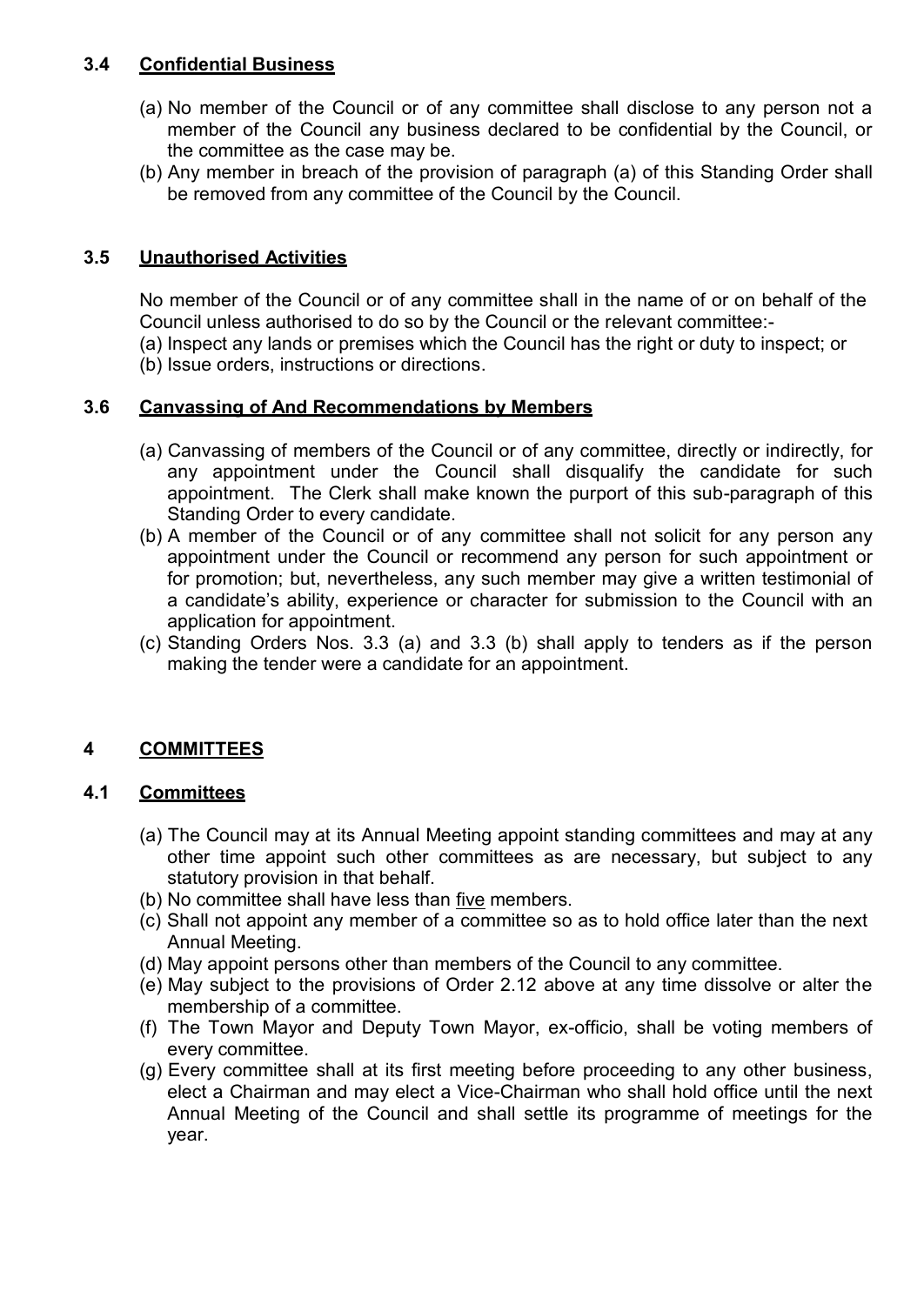### 3.4 Confidential Business

(a) No member of the Council or of any committee shall disclose to any person not a member of the Council any business declared to be confidential by the Council, or the committee as the case may be.
(b) Any member in breach of the provision of paragraph (a) of this Standing Order shall be removed from any committee of the Council by the Council.

### 3.5 Unauthorised Activities

No member of the Council or of any committee shall in the name of or on behalf of the Council unless authorised to do so by the Council or the relevant committee:-
(a) Inspect any lands or premises which the Council has the right or duty to inspect; or
(b) Issue orders, instructions or directions.

### 3.6 Canvassing of And Recommendations by Members

(a) Canvassing of members of the Council or of any committee, directly or indirectly, for any appointment under the Council shall disqualify the candidate for such appointment. The Clerk shall make known the purport of this sub-paragraph of this Standing Order to every candidate.
(b) A member of the Council or of any committee shall not solicit for any person any appointment under the Council or recommend any person for such appointment or for promotion; but, nevertheless, any such member may give a written testimonial of a candidate's ability, experience or character for submission to the Council with an application for appointment.
(c) Standing Orders Nos. 3.3 (a) and 3.3 (b) shall apply to tenders as if the person making the tender were a candidate for an appointment.

## 4 COMMITTEES

### 4.1 Committees

(a) The Council may at its Annual Meeting appoint standing committees and may at any other time appoint such other committees as are necessary, but subject to any statutory provision in that behalf.
(b) No committee shall have less than five members.
(c) Shall not appoint any member of a committee so as to hold office later than the next Annual Meeting.
(d) May appoint persons other than members of the Council to any committee.
(e) May subject to the provisions of Order 2.12 above at any time dissolve or alter the membership of a committee.
(f) The Town Mayor and Deputy Town Mayor, ex-officio, shall be voting members of every committee.
(g) Every committee shall at its first meeting before proceeding to any other business, elect a Chairman and may elect a Vice-Chairman who shall hold office until the next Annual Meeting of the Council and shall settle its programme of meetings for the year.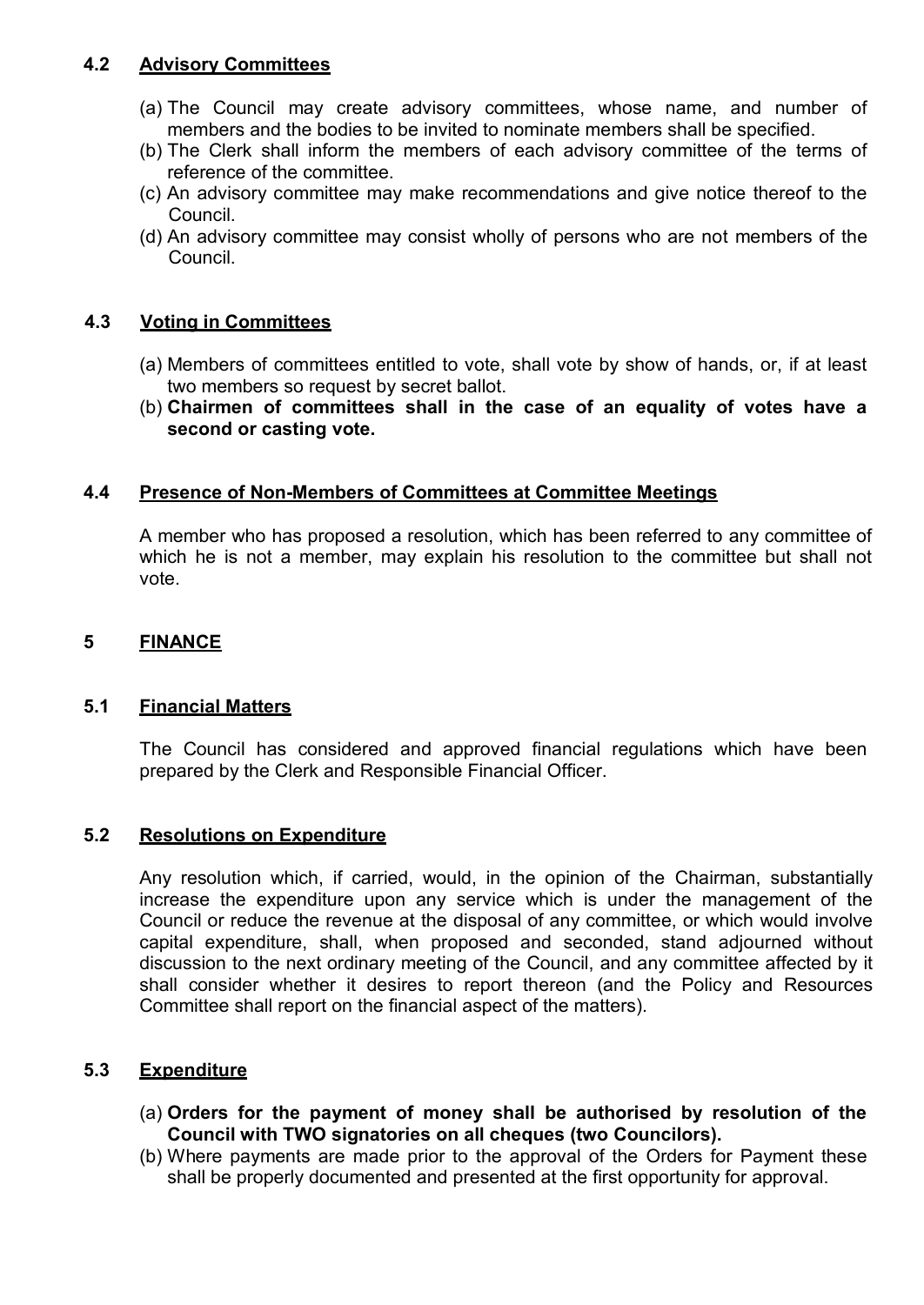### 4.2 Advisory Committees

(a) The Council may create advisory committees, whose name, and number of members and the bodies to be invited to nominate members shall be specified.
(b) The Clerk shall inform the members of each advisory committee of the terms of reference of the committee.
(c) An advisory committee may make recommendations and give notice thereof to the Council.
(d) An advisory committee may consist wholly of persons who are not members of the Council.

### 4.3 Voting in Committees

(a) Members of committees entitled to vote, shall vote by show of hands, or, if at least two members so request by secret ballot.
(b) **Chairmen of committees shall in the case of an equality of votes have a second or casting vote.**

### 4.4 Presence of Non-Members of Committees at Committee Meetings

A member who has proposed a resolution, which has been referred to any committee of which he is not a member, may explain his resolution to the committee but shall not vote.

## 5 FINANCE

### 5.1 Financial Matters

The Council has considered and approved financial regulations which have been prepared by the Clerk and Responsible Financial Officer.

### 5.2 Resolutions on Expenditure

Any resolution which, if carried, would, in the opinion of the Chairman, substantially increase the expenditure upon any service which is under the management of the Council or reduce the revenue at the disposal of any committee, or which would involve capital expenditure, shall, when proposed and seconded, stand adjourned without discussion to the next ordinary meeting of the Council, and any committee affected by it shall consider whether it desires to report thereon (and the Policy and Resources Committee shall report on the financial aspect of the matters).

### 5.3 Expenditure

(a) **Orders for the payment of money shall be authorised by resolution of the Council with TWO signatories on all cheques (two Councilors).**
(b) Where payments are made prior to the approval of the Orders for Payment these shall be properly documented and presented at the first opportunity for approval.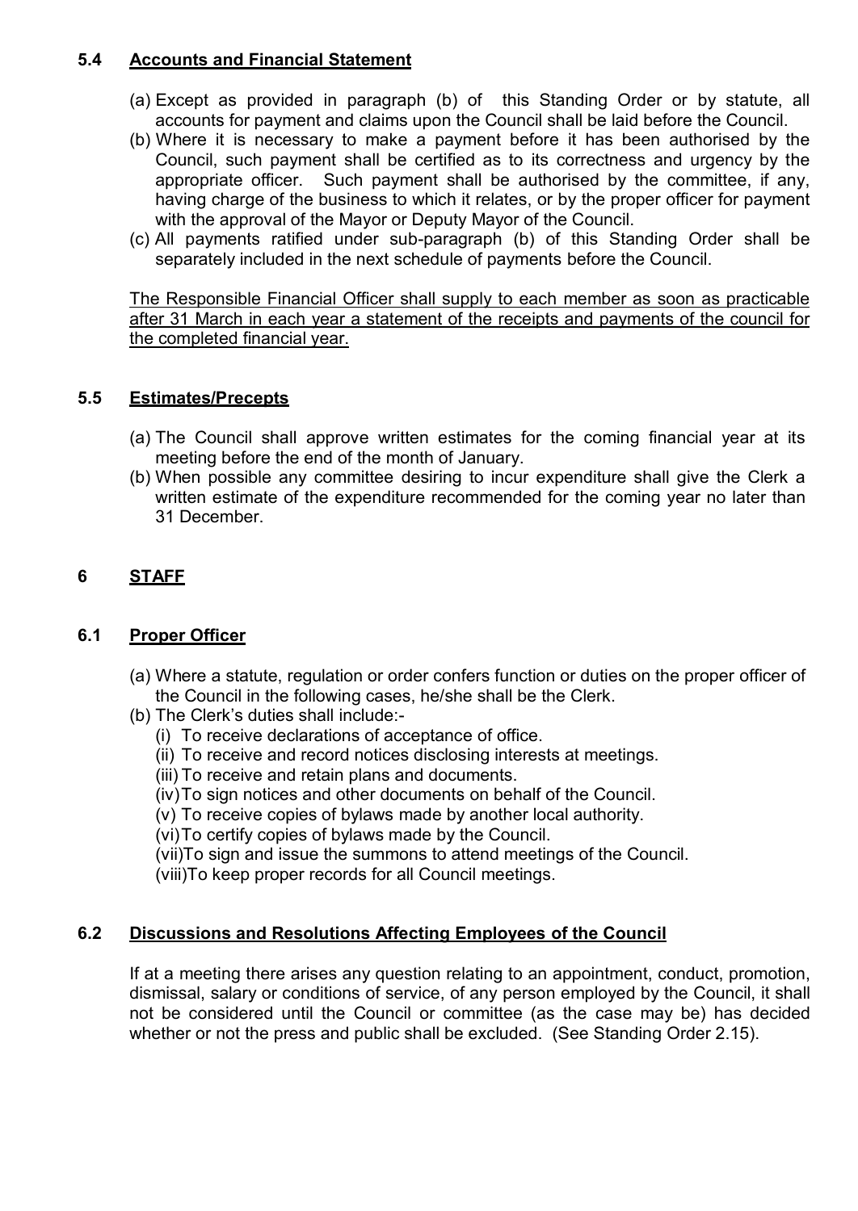### 5.4 Accounts and Financial Statement

(a) Except as provided in paragraph (b) of this Standing Order or by statute, all accounts for payment and claims upon the Council shall be laid before the Council.
(b) Where it is necessary to make a payment before it has been authorised by the Council, such payment shall be certified as to its correctness and urgency by the appropriate officer. Such payment shall be authorised by the committee, if any, having charge of the business to which it relates, or by the proper officer for payment with the approval of the Mayor or Deputy Mayor of the Council.
(c) All payments ratified under sub-paragraph (b) of this Standing Order shall be separately included in the next schedule of payments before the Council.

<u>The Responsible Financial Officer shall supply to each member as soon as practicable after 31 March in each year a statement of the receipts and payments of the council for the completed financial year.</u>

### 5.5 Estimates/Precepts

(a) The Council shall approve written estimates for the coming financial year at its meeting before the end of the month of January.
(b) When possible any committee desiring to incur expenditure shall give the Clerk a written estimate of the expenditure recommended for the coming year no later than 31 December.

## 6 STAFF

### 6.1 Proper Officer

(a) Where a statute, regulation or order confers function or duties on the proper officer of the Council in the following cases, he/she shall be the Clerk.
(b) The Clerk's duties shall include:-
   (i) To receive declarations of acceptance of office.
   (ii) To receive and record notices disclosing interests at meetings.
   (iii) To receive and retain plans and documents.
   (iv) To sign notices and other documents on behalf of the Council.
   (v) To receive copies of bylaws made by another local authority.
   (vi) To certify copies of bylaws made by the Council.
   (vii) To sign and issue the summons to attend meetings of the Council.
   (viii) To keep proper records for all Council meetings.

### 6.2 Discussions and Resolutions Affecting Employees of the Council

If at a meeting there arises any question relating to an appointment, conduct, promotion, dismissal, salary or conditions of service, of any person employed by the Council, it shall not be considered until the Council or committee (as the case may be) has decided whether or not the press and public shall be excluded. (See Standing Order 2.15).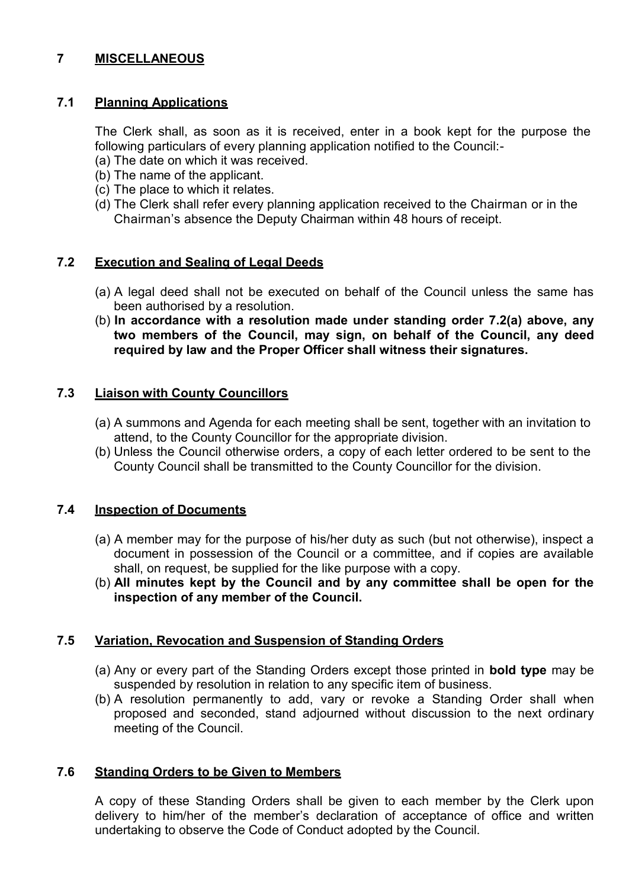## 7 MISCELLANEOUS

### 7.1 Planning Applications

The Clerk shall, as soon as it is received, enter in a book kept for the purpose the following particulars of every planning application notified to the Council:-

(a) The date on which it was received.
(b) The name of the applicant.
(c) The place to which it relates.
(d) The Clerk shall refer every planning application received to the Chairman or in the Chairman's absence the Deputy Chairman within 48 hours of receipt.

### 7.2 Execution and Sealing of Legal Deeds

(a) A legal deed shall not be executed on behalf of the Council unless the same has been authorised by a resolution.
(b) **In accordance with a resolution made under standing order 7.2(a) above, any two members of the Council, may sign, on behalf of the Council, any deed required by law and the Proper Officer shall witness their signatures.**

### 7.3 Liaison with County Councillors

(a) A summons and Agenda for each meeting shall be sent, together with an invitation to attend, to the County Councillor for the appropriate division.
(b) Unless the Council otherwise orders, a copy of each letter ordered to be sent to the County Council shall be transmitted to the County Councillor for the division.

### 7.4 Inspection of Documents

(a) A member may for the purpose of his/her duty as such (but not otherwise), inspect a document in possession of the Council or a committee, and if copies are available shall, on request, be supplied for the like purpose with a copy.
(b) **All minutes kept by the Council and by any committee shall be open for the inspection of any member of the Council.**

### 7.5 Variation, Revocation and Suspension of Standing Orders

(a) Any or every part of the Standing Orders except those printed in **bold type** may be suspended by resolution in relation to any specific item of business.
(b) A resolution permanently to add, vary or revoke a Standing Order shall when proposed and seconded, stand adjourned without discussion to the next ordinary meeting of the Council.

### 7.6 Standing Orders to be Given to Members

A copy of these Standing Orders shall be given to each member by the Clerk upon delivery to him/her of the member's declaration of acceptance of office and written undertaking to observe the Code of Conduct adopted by the Council.